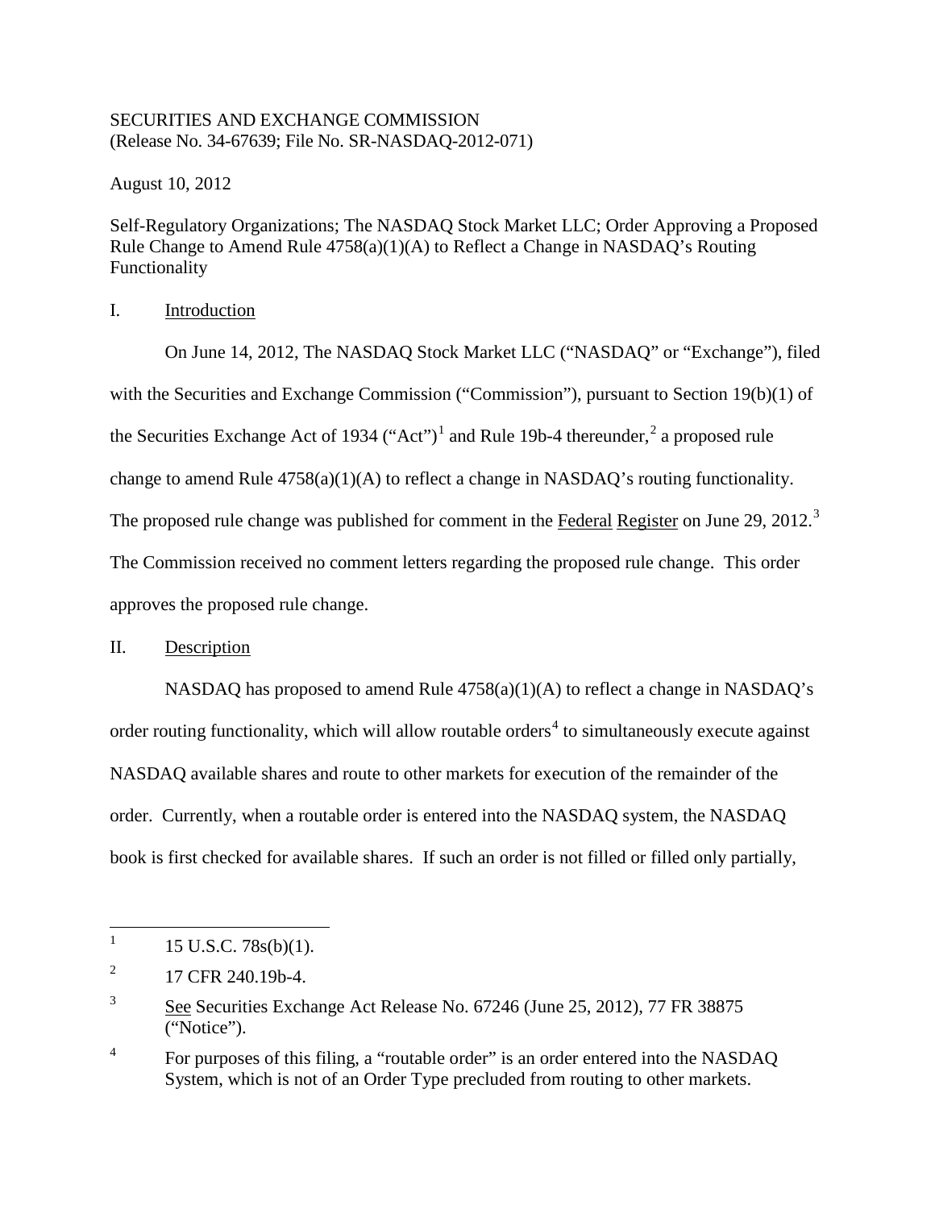SECURITIES AND EXCHANGE COMMISSION
(Release No. 34-67639; File No. SR-NASDAQ-2012-071)

August 10, 2012

Self-Regulatory Organizations; The NASDAQ Stock Market LLC; Order Approving a Proposed Rule Change to Amend Rule 4758(a)(1)(A) to Reflect a Change in NASDAQ's Routing Functionality

## I. Introduction

On June 14, 2012, The NASDAQ Stock Market LLC ("NASDAQ" or "Exchange"), filed with the Securities and Exchange Commission ("Commission"), pursuant to Section 19(b)(1) of the Securities Exchange Act of 1934 ("Act")[1] and Rule 19b-4 thereunder,[2] a proposed rule change to amend Rule 4758(a)(1)(A) to reflect a change in NASDAQ's routing functionality. The proposed rule change was published for comment in the Federal Register on June 29, 2012.[3] The Commission received no comment letters regarding the proposed rule change. This order approves the proposed rule change.

## II. Description

NASDAQ has proposed to amend Rule 4758(a)(1)(A) to reflect a change in NASDAQ's order routing functionality, which will allow routable orders[4] to simultaneously execute against NASDAQ available shares and route to other markets for execution of the remainder of the order. Currently, when a routable order is entered into the NASDAQ system, the NASDAQ book is first checked for available shares. If such an order is not filled or filled only partially,

---

[1] 15 U.S.C. 78s(b)(1).

[2] 17 CFR 240.19b-4.

[3] See Securities Exchange Act Release No. 67246 (June 25, 2012), 77 FR 38875 ("Notice").

[4] For purposes of this filing, a "routable order" is an order entered into the NASDAQ System, which is not of an Order Type precluded from routing to other markets.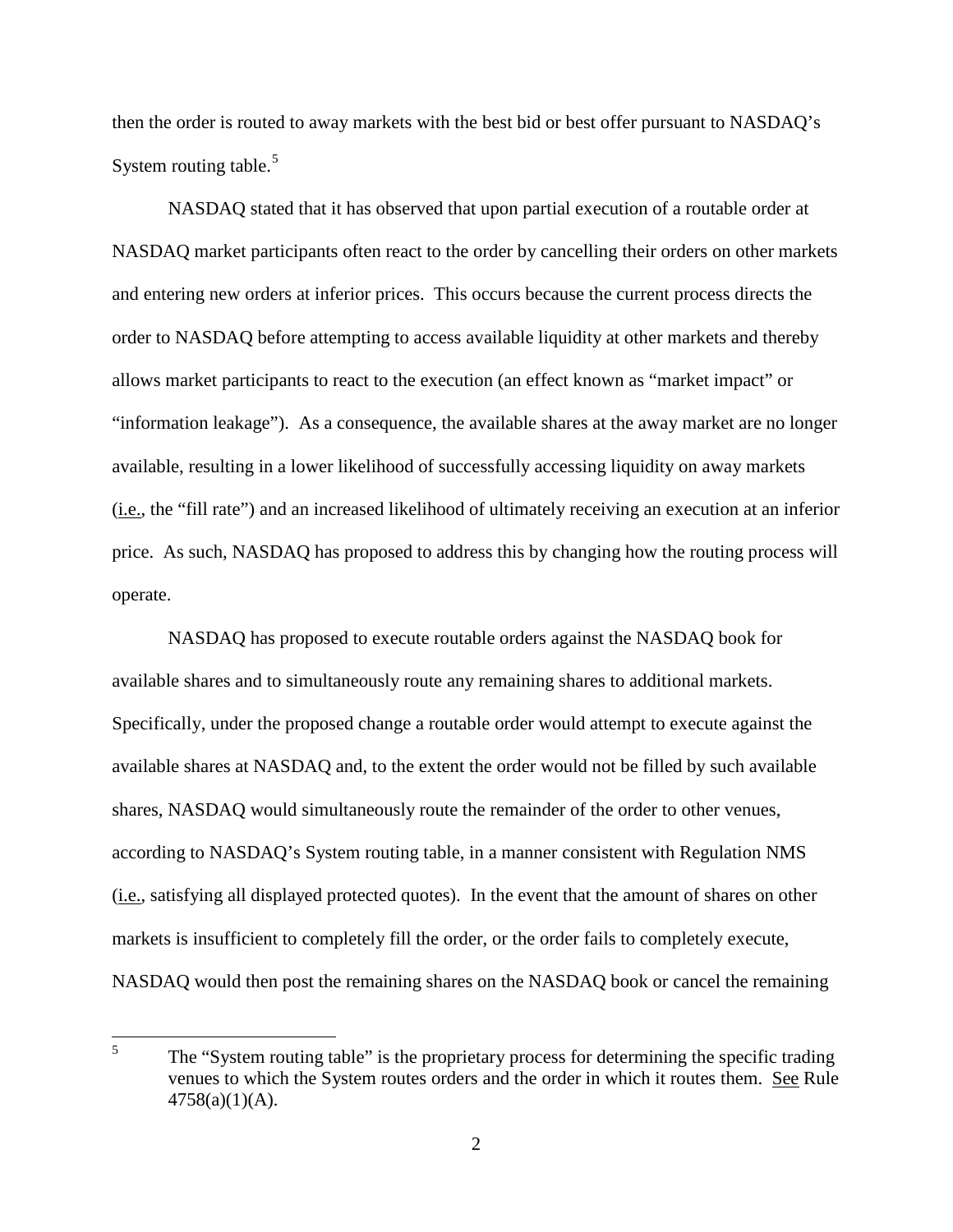then the order is routed to away markets with the best bid or best offer pursuant to NASDAQ's System routing table.[5]

NASDAQ stated that it has observed that upon partial execution of a routable order at NASDAQ market participants often react to the order by cancelling their orders on other markets and entering new orders at inferior prices. This occurs because the current process directs the order to NASDAQ before attempting to access available liquidity at other markets and thereby allows market participants to react to the execution (an effect known as "market impact" or "information leakage"). As a consequence, the available shares at the away market are no longer available, resulting in a lower likelihood of successfully accessing liquidity on away markets (i.e., the "fill rate") and an increased likelihood of ultimately receiving an execution at an inferior price. As such, NASDAQ has proposed to address this by changing how the routing process will operate.

NASDAQ has proposed to execute routable orders against the NASDAQ book for available shares and to simultaneously route any remaining shares to additional markets. Specifically, under the proposed change a routable order would attempt to execute against the available shares at NASDAQ and, to the extent the order would not be filled by such available shares, NASDAQ would simultaneously route the remainder of the order to other venues, according to NASDAQ's System routing table, in a manner consistent with Regulation NMS (i.e., satisfying all displayed protected quotes). In the event that the amount of shares on other markets is insufficient to completely fill the order, or the order fails to completely execute, NASDAQ would then post the remaining shares on the NASDAQ book or cancel the remaining

---

[5] The "System routing table" is the proprietary process for determining the specific trading venues to which the System routes orders and the order in which it routes them. See Rule 4758(a)(1)(A).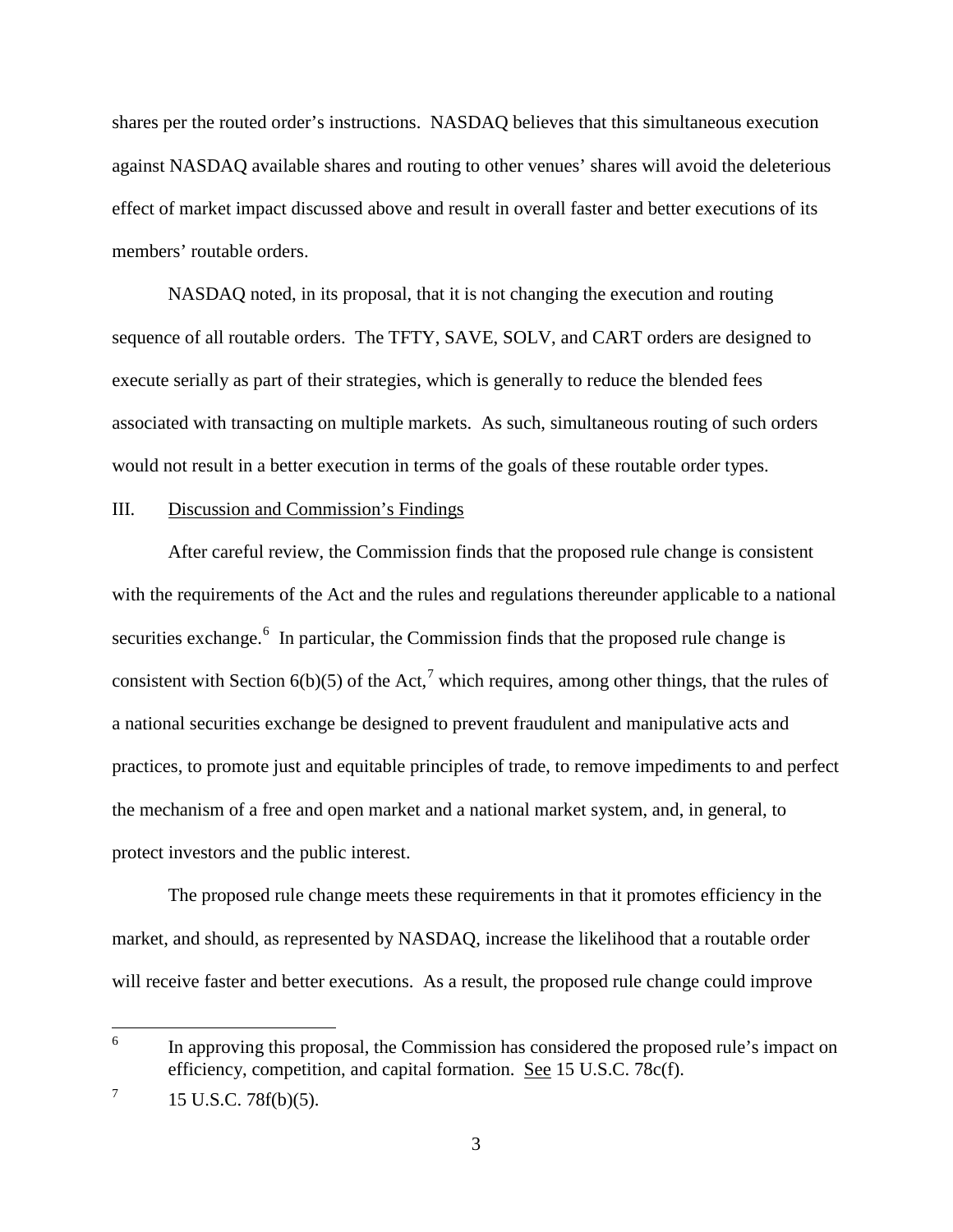shares per the routed order's instructions. NASDAQ believes that this simultaneous execution against NASDAQ available shares and routing to other venues' shares will avoid the deleterious effect of market impact discussed above and result in overall faster and better executions of its members' routable orders.

NASDAQ noted, in its proposal, that it is not changing the execution and routing sequence of all routable orders. The TFTY, SAVE, SOLV, and CART orders are designed to execute serially as part of their strategies, which is generally to reduce the blended fees associated with transacting on multiple markets. As such, simultaneous routing of such orders would not result in a better execution in terms of the goals of these routable order types.

## III. Discussion and Commission's Findings

After careful review, the Commission finds that the proposed rule change is consistent with the requirements of the Act and the rules and regulations thereunder applicable to a national securities exchange.[6] In particular, the Commission finds that the proposed rule change is consistent with Section 6(b)(5) of the Act,[7] which requires, among other things, that the rules of a national securities exchange be designed to prevent fraudulent and manipulative acts and practices, to promote just and equitable principles of trade, to remove impediments to and perfect the mechanism of a free and open market and a national market system, and, in general, to protect investors and the public interest.

The proposed rule change meets these requirements in that it promotes efficiency in the market, and should, as represented by NASDAQ, increase the likelihood that a routable order will receive faster and better executions. As a result, the proposed rule change could improve

---

[6] In approving this proposal, the Commission has considered the proposed rule's impact on efficiency, competition, and capital formation. See 15 U.S.C. 78c(f).

[7] 15 U.S.C. 78f(b)(5).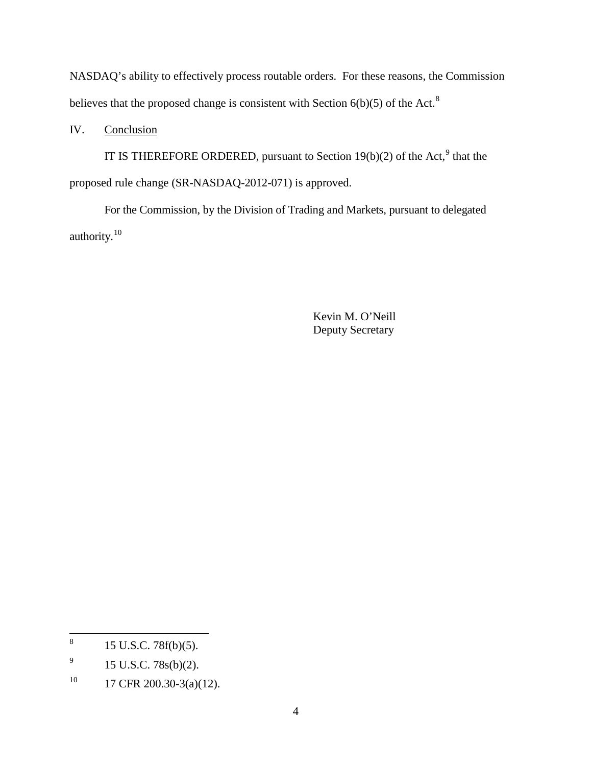NASDAQ's ability to effectively process routable orders. For these reasons, the Commission believes that the proposed change is consistent with Section 6(b)(5) of the Act.[8]

IV. Conclusion

IT IS THEREFORE ORDERED, pursuant to Section 19(b)(2) of the Act,[9] that the proposed rule change (SR-NASDAQ-2012-071) is approved.

For the Commission, by the Division of Trading and Markets, pursuant to delegated authority.[10]

Kevin M. O'Neill
Deputy Secretary

---

[8] 15 U.S.C. 78f(b)(5).

[9] 15 U.S.C. 78s(b)(2).

[10] 17 CFR 200.30-3(a)(12).